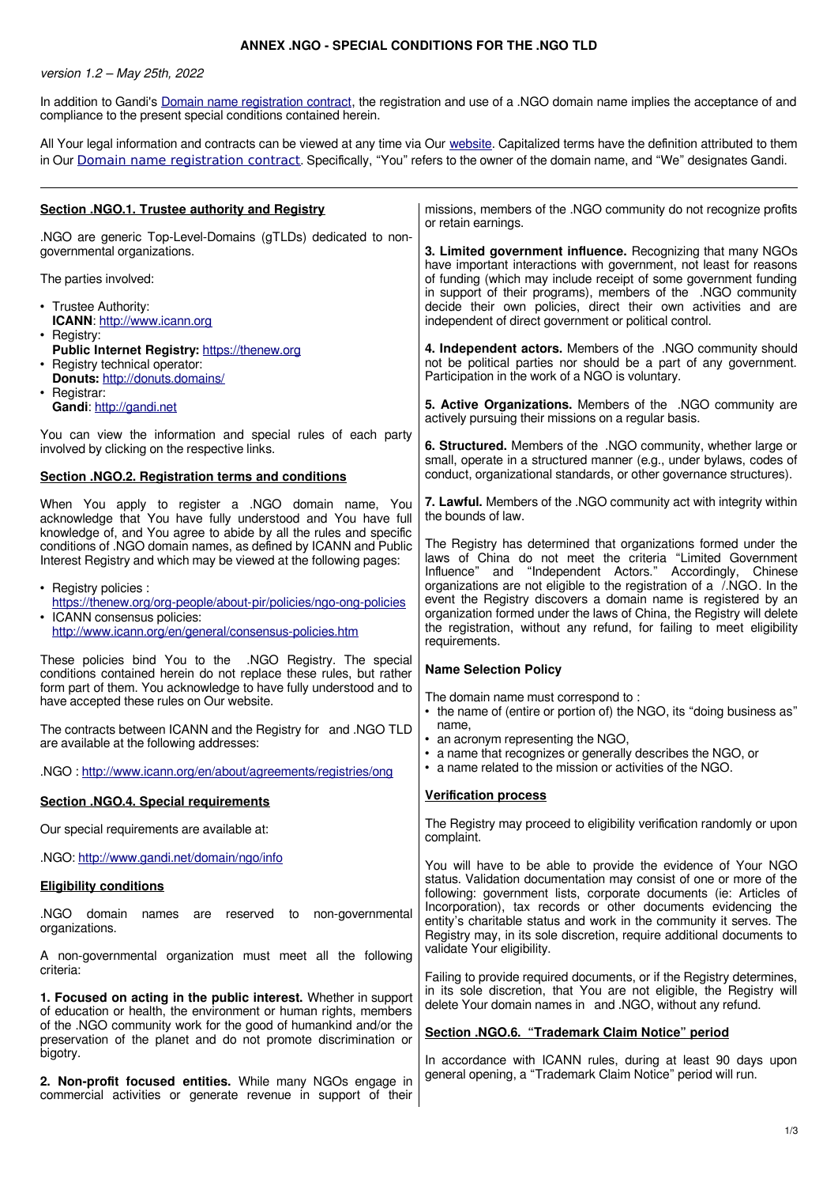# ANNEX .NGO - SPECIAL CONDITIONS FOR THE .NGO TLD

*version 1.2 – May 25th, 2022*

In addition to Gandi's Domain name registration contract, the registration and use of a .NGO domain name implies the acceptance of and compliance to the present special conditions contained herein.

All Your legal information and contracts can be viewed at any time via Our website. Capitalized terms have the definition attributed to them in Our Domain name registration contract. Specifically, "You" refers to the owner of the domain name, and "We" designates Gandi.

---

## Section .NGO.1. Trustee authority and Registry

.NGO are generic Top-Level-Domains (gTLDs) dedicated to non-governmental organizations.

The parties involved:

- Trustee Authority:
  **ICANN**: http://www.icann.org
- Registry:
  **Public Internet Registry:** https://thenew.org
- Registry technical operator:
  **Donuts:** http://donuts.domains/
- Registrar:
  **Gandi**: http://gandi.net

You can view the information and special rules of each party involved by clicking on the respective links.

## Section .NGO.2. Registration terms and conditions

When You apply to register a .NGO domain name, You acknowledge that You have fully understood and You have full knowledge of, and You agree to abide by all the rules and specific conditions of .NGO domain names, as defined by ICANN and Public Interest Registry and which may be viewed at the following pages:

- Registry policies :
  https://thenew.org/org-people/about-pir/policies/ngo-ong-policies
- ICANN consensus policies:
  http://www.icann.org/en/general/consensus-policies.htm

These policies bind You to the .NGO Registry. The special conditions contained herein do not replace these rules, but rather form part of them. You acknowledge to have fully understood and to have accepted these rules on Our website.

The contracts between ICANN and the Registry for and .NGO TLD are available at the following addresses:

.NGO : http://www.icann.org/en/about/agreements/registries/ong

## Section .NGO.4. Special requirements

Our special requirements are available at:

.NGO: http://www.gandi.net/domain/ngo/info

### Eligibility conditions

.NGO domain names are reserved to non-governmental organizations.

A non-governmental organization must meet all the following criteria:

**1. Focused on acting in the public interest.** Whether in support of education or health, the environment or human rights, members of the .NGO community work for the good of humankind and/or the preservation of the planet and do not promote discrimination or bigotry.

**2. Non-profit focused entities.** While many NGOs engage in commercial activities or generate revenue in support of their missions, members of the .NGO community do not recognize profits or retain earnings.

**3. Limited government influence.** Recognizing that many NGOs have important interactions with government, not least for reasons of funding (which may include receipt of some government funding in support of their programs), members of the .NGO community decide their own policies, direct their own activities and are independent of direct government or political control.

**4. Independent actors.** Members of the .NGO community should not be political parties nor should be a part of any government. Participation in the work of a NGO is voluntary.

**5. Active Organizations.** Members of the .NGO community are actively pursuing their missions on a regular basis.

**6. Structured.** Members of the .NGO community, whether large or small, operate in a structured manner (e.g., under bylaws, codes of conduct, organizational standards, or other governance structures).

**7. Lawful.** Members of the .NGO community act with integrity within the bounds of law.

The Registry has determined that organizations formed under the laws of China do not meet the criteria "Limited Government Influence" and "Independent Actors." Accordingly, Chinese organizations are not eligible to the registration of a /.NGO. In the event the Registry discovers a domain name is registered by an organization formed under the laws of China, the Registry will delete the registration, without any refund, for failing to meet eligibility requirements.

### Name Selection Policy

The domain name must correspond to :

- the name of (entire or portion of) the NGO, its "doing business as" name,
- an acronym representing the NGO,
- a name that recognizes or generally describes the NGO, or
- a name related to the mission or activities of the NGO.

### Verification process

The Registry may proceed to eligibility verification randomly or upon complaint.

You will have to be able to provide the evidence of Your NGO status. Validation documentation may consist of one or more of the following: government lists, corporate documents (ie: Articles of Incorporation), tax records or other documents evidencing the entity's charitable status and work in the community it serves. The Registry may, in its sole discretion, require additional documents to validate Your eligibility.

Failing to provide required documents, or if the Registry determines, in its sole discretion, that You are not eligible, the Registry will delete Your domain names in and .NGO, without any refund.

## Section .NGO.6. "Trademark Claim Notice" period

In accordance with ICANN rules, during at least 90 days upon general opening, a "Trademark Claim Notice" period will run.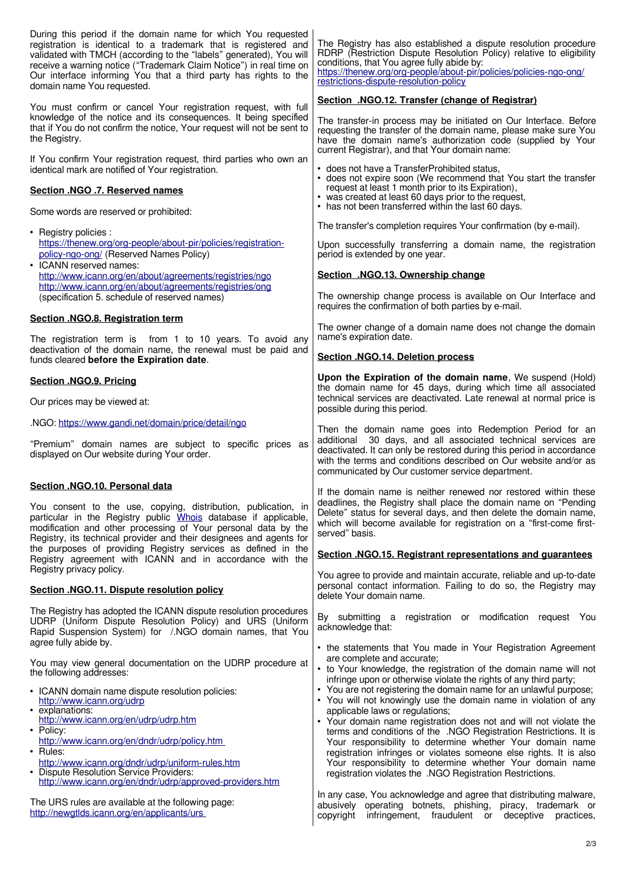During this period if the domain name for which You requested registration is identical to a trademark that is registered and validated with TMCH (according to the "labels" generated), You will receive a warning notice ("Trademark Claim Notice") in real time on Our interface informing You that a third party has rights to the domain name You requested.

You must confirm or cancel Your registration request, with full knowledge of the notice and its consequences. It being specified that if You do not confirm the notice, Your request will not be sent to the Registry.

If You confirm Your registration request, third parties who own an identical mark are notified of Your registration.

## Section .NGO .7. Reserved names

Some words are reserved or prohibited:

- Registry policies : [https://thenew.org/org-people/about-pir/policies/registration-policy-ngo-ong/](https://thenew.org/org-people/about-pir/policies/registration-policy-ngo-ong/) (Reserved Names Policy)
- ICANN reserved names: [http://www.icann.org/en/about/agreements/registries/ngo](http://www.icann.org/en/about/agreements/registries/ngo) [http://www.icann.org/en/about/agreements/registries/ong](http://www.icann.org/en/about/agreements/registries/ong) (specification 5. schedule of reserved names)

## Section .NGO.8. Registration term

The registration term is from 1 to 10 years. To avoid any deactivation of the domain name, the renewal must be paid and funds cleared **before the Expiration date**.

## Section .NGO.9. Pricing

Our prices may be viewed at:

.NGO: [https://www.gandi.net/domain/price/detail/ngo](https://www.gandi.net/domain/price/detail/ngo)

"Premium" domain names are subject to specific prices as displayed on Our website during Your order.

## Section .NGO.10. Personal data

You consent to the use, copying, distribution, publication, in particular in the Registry public Whois database if applicable, modification and other processing of Your personal data by the Registry, its technical provider and their designees and agents for the purposes of providing Registry services as defined in the Registry agreement with ICANN and in accordance with the Registry privacy policy.

## Section .NGO.11. Dispute resolution policy

The Registry has adopted the ICANN dispute resolution procedures UDRP (Uniform Dispute Resolution Policy) and URS (Uniform Rapid Suspension System) for /.NGO domain names, that You agree fully abide by.

You may view general documentation on the UDRP procedure at the following addresses:

- ICANN domain name dispute resolution policies: [http://www.icann.org/udrp](http://www.icann.org/udrp)
- explanations: [http://www.icann.org/en/udrp/udrp.htm](http://www.icann.org/en/udrp/udrp.htm)
- Policy: [http://www.icann.org/en/dndr/udrp/policy.htm](http://www.icann.org/en/dndr/udrp/policy.htm)
- Rules: [http://www.icann.org/dndr/udrp/uniform-rules.htm](http://www.icann.org/dndr/udrp/uniform-rules.htm)
- Dispute Resolution Service Providers: [http://www.icann.org/en/dndr/udrp/approved-providers.htm](http://www.icann.org/en/dndr/udrp/approved-providers.htm)

The URS rules are available at the following page: [http://newgtlds.icann.org/en/applicants/urs](http://newgtlds.icann.org/en/applicants/urs)

The Registry has also established a dispute resolution procedure RDRP (Restriction Dispute Resolution Policy) relative to eligibility conditions, that You agree fully abide by: [https://thenew.org/org-people/about-pir/policies/policies-ngo-ong/restrictions-dispute-resolution-policy](https://thenew.org/org-people/about-pir/policies/policies-ngo-ong/restrictions-dispute-resolution-policy)

## Section .NGO.12. Transfer (change of Registrar)

The transfer-in process may be initiated on Our Interface. Before requesting the transfer of the domain name, please make sure You have the domain name's authorization code (supplied by Your current Registrar), and that Your domain name:

- does not have a TransferProhibited status,
- does not expire soon (We recommend that You start the transfer request at least 1 month prior to its Expiration),
- was created at least 60 days prior to the request,
- has not been transferred within the last 60 days.

The transfer's completion requires Your confirmation (by e-mail).

Upon successfully transferring a domain name, the registration period is extended by one year.

## Section .NGO.13. Ownership change

The ownership change process is available on Our Interface and requires the confirmation of both parties by e-mail.

The owner change of a domain name does not change the domain name's expiration date.

## Section .NGO.14. Deletion process

**Upon the Expiration of the domain name**, We suspend (Hold) the domain name for 45 days, during which time all associated technical services are deactivated. Late renewal at normal price is possible during this period.

Then the domain name goes into Redemption Period for an additional 30 days, and all associated technical services are deactivated. It can only be restored during this period in accordance with the terms and conditions described on Our website and/or as communicated by Our customer service department.

If the domain name is neither renewed nor restored within these deadlines, the Registry shall place the domain name on "Pending Delete" status for several days, and then delete the domain name, which will become available for registration on a "first-come first-served" basis.

## Section .NGO.15. Registrant representations and guarantees

You agree to provide and maintain accurate, reliable and up-to-date personal contact information. Failing to do so, the Registry may delete Your domain name.

By submitting a registration or modification request You acknowledge that:

- the statements that You made in Your Registration Agreement are complete and accurate;
- to Your knowledge, the registration of the domain name will not infringe upon or otherwise violate the rights of any third party;
- You are not registering the domain name for an unlawful purpose;
- You will not knowingly use the domain name in violation of any applicable laws or regulations;
- Your domain name registration does not and will not violate the terms and conditions of the .NGO Registration Restrictions. It is Your responsibility to determine whether Your domain name registration infringes or violates someone else rights. It is also Your responsibility to determine whether Your domain name registration violates the .NGO Registration Restrictions.

In any case, You acknowledge and agree that distributing malware, abusively operating botnets, phishing, piracy, trademark or copyright infringement, fraudulent or deceptive practices,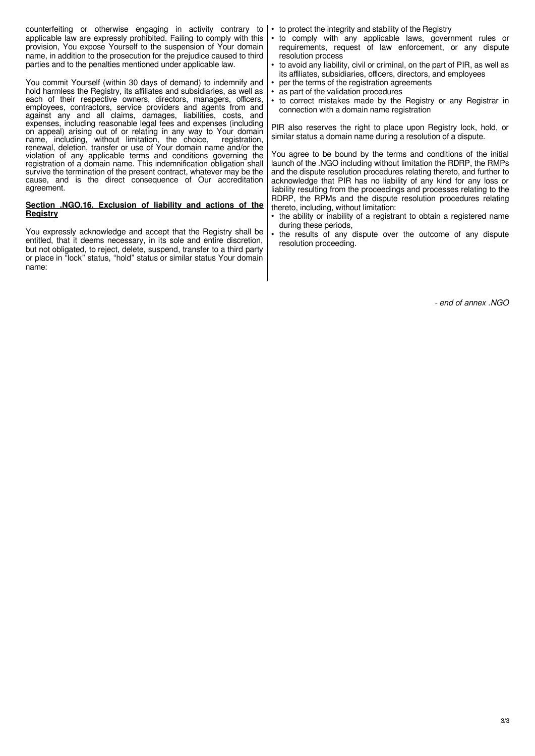counterfeiting or otherwise engaging in activity contrary to applicable law are expressly prohibited. Failing to comply with this provision, You expose Yourself to the suspension of Your domain name, in addition to the prosecution for the prejudice caused to third parties and to the penalties mentioned under applicable law.

You commit Yourself (within 30 days of demand) to indemnify and hold harmless the Registry, its affiliates and subsidiaries, as well as each of their respective owners, directors, managers, officers, employees, contractors, service providers and agents from and against any and all claims, damages, liabilities, costs, and expenses, including reasonable legal fees and expenses (including on appeal) arising out of or relating in any way to Your domain name, including, without limitation, the choice, registration, renewal, deletion, transfer or use of Your domain name and/or the violation of any applicable terms and conditions governing the registration of a domain name. This indemnification obligation shall survive the termination of the present contract, whatever may be the cause, and is the direct consequence of Our accreditation agreement.

**Section .NGO.16. Exclusion of liability and actions of the Registry**

You expressly acknowledge and accept that the Registry shall be entitled, that it deems necessary, in its sole and entire discretion, but not obligated, to reject, delete, suspend, transfer to a third party or place in "lock" status, "hold" status or similar status Your domain name:

- to protect the integrity and stability of the Registry
- to comply with any applicable laws, government rules or requirements, request of law enforcement, or any dispute resolution process
- to avoid any liability, civil or criminal, on the part of PIR, as well as its affiliates, subsidiaries, officers, directors, and employees
- per the terms of the registration agreements
- as part of the validation procedures
- to correct mistakes made by the Registry or any Registrar in connection with a domain name registration

PIR also reserves the right to place upon Registry lock, hold, or similar status a domain name during a resolution of a dispute.

You agree to be bound by the terms and conditions of the initial launch of the .NGO including without limitation the RDRP, the RMPs and the dispute resolution procedures relating thereto, and further to acknowledge that PIR has no liability of any kind for any loss or liability resulting from the proceedings and processes relating to the RDRP, the RPMs and the dispute resolution procedures relating thereto, including, without limitation:

- the ability or inability of a registrant to obtain a registered name during these periods,
- the results of any dispute over the outcome of any dispute resolution proceeding.

*- end of annex .NGO*